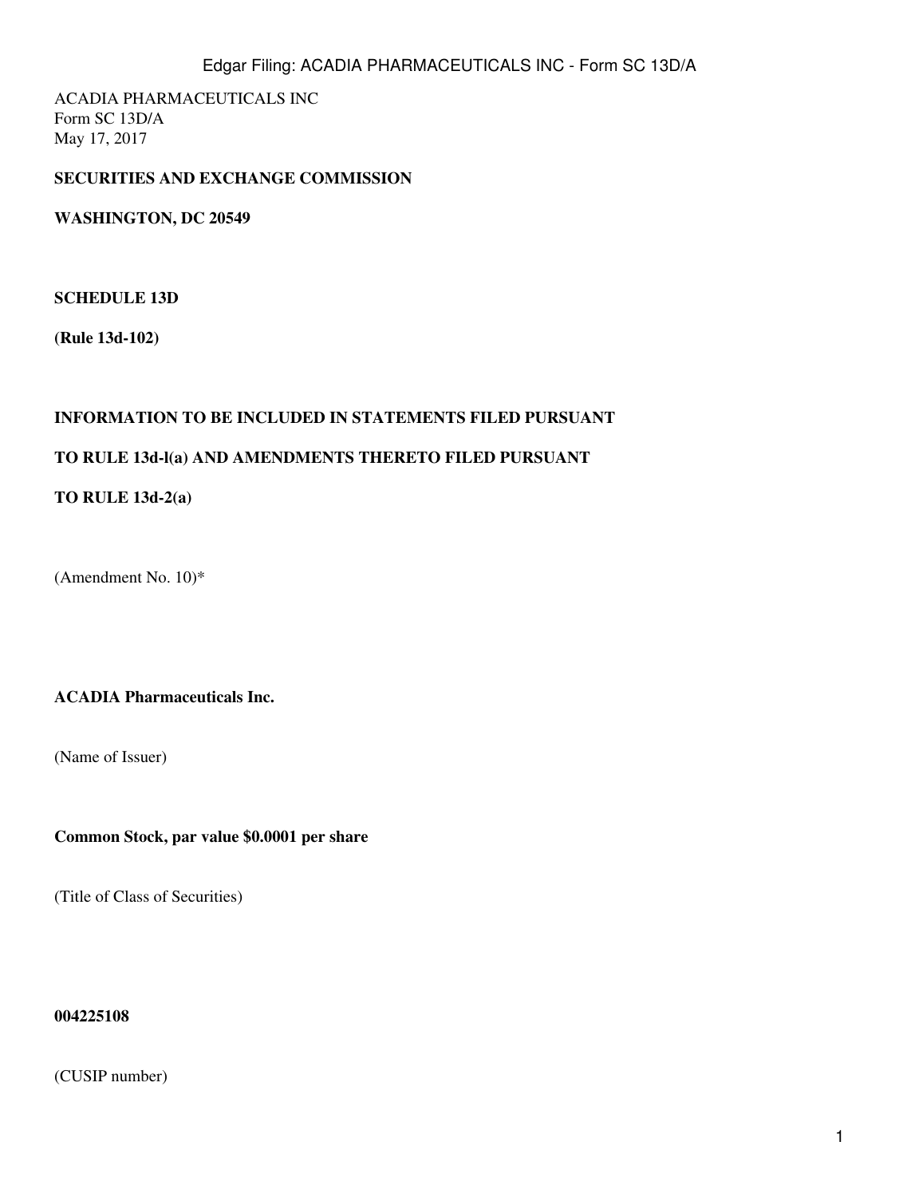ACADIA PHARMACEUTICALS INC
Form SC 13D/A
May 17, 2017

**SECURITIES AND EXCHANGE COMMISSION**

**WASHINGTON, DC 20549**

**SCHEDULE 13D**

**(Rule 13d-102)**

**INFORMATION TO BE INCLUDED IN STATEMENTS FILED PURSUANT**

**TO RULE 13d-l(a) AND AMENDMENTS THERETO FILED PURSUANT**

**TO RULE 13d-2(a)**

(Amendment No. 10)*

**ACADIA Pharmaceuticals Inc.**

(Name of Issuer)

**Common Stock, par value $0.0001 per share**

(Title of Class of Securities)

**004225108**

(CUSIP number)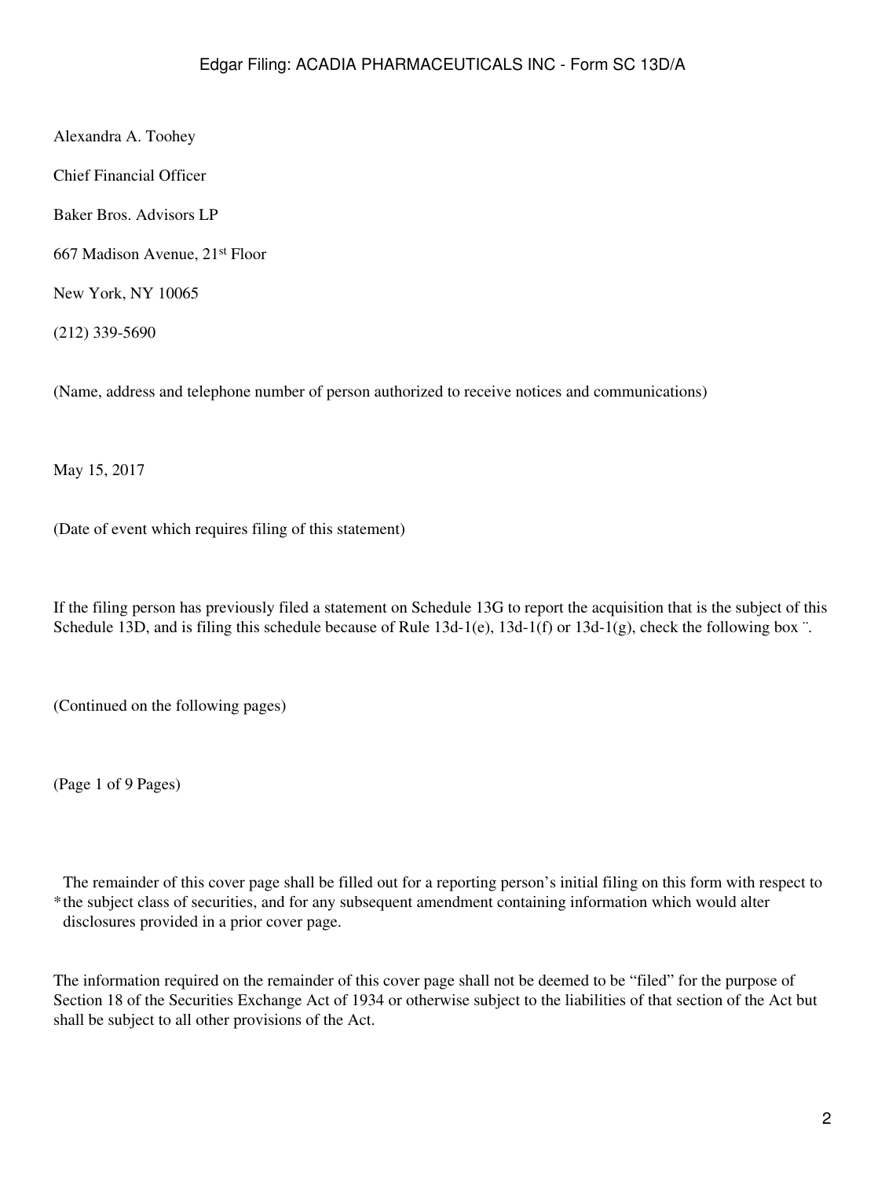Alexandra A. Toohey

Chief Financial Officer

Baker Bros. Advisors LP

667 Madison Avenue, 21st Floor

New York, NY 10065

(212) 339-5690

(Name, address and telephone number of person authorized to receive notices and communications)

May 15, 2017

(Date of event which requires filing of this statement)

If the filing person has previously filed a statement on Schedule 13G to report the acquisition that is the subject of this Schedule 13D, and is filing this schedule because of Rule 13d-1(e), 13d-1(f) or 13d-1(g), check the following box ¨.

(Continued on the following pages)

(Page 1 of 9 Pages)

* The remainder of this cover page shall be filled out for a reporting person's initial filing on this form with respect to the subject class of securities, and for any subsequent amendment containing information which would alter disclosures provided in a prior cover page.

The information required on the remainder of this cover page shall not be deemed to be "filed" for the purpose of Section 18 of the Securities Exchange Act of 1934 or otherwise subject to the liabilities of that section of the Act but shall be subject to all other provisions of the Act.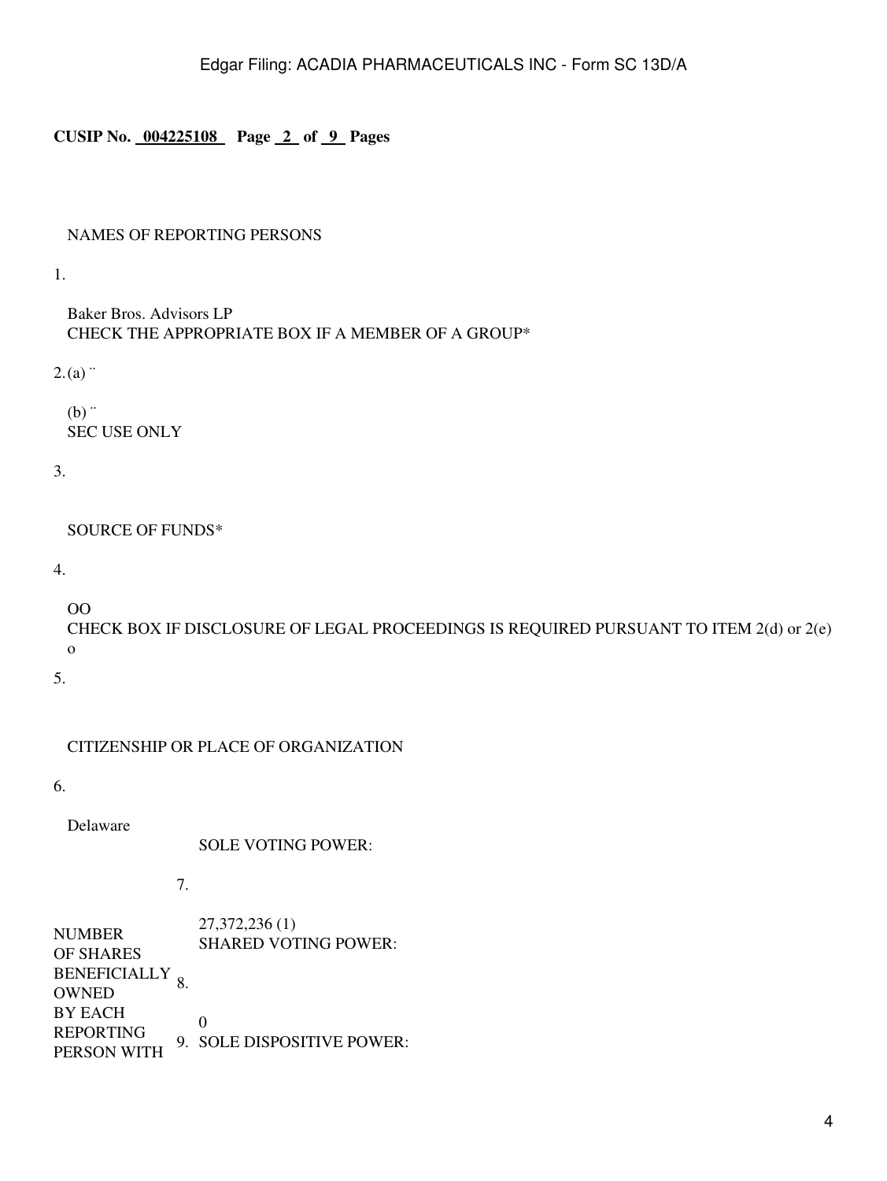**CUSIP No. 004225108 Page 2 of 9 Pages**

| | | |
|---|---|---|
| 1. | NAMES OF REPORTING PERSONS<br><br>Baker Bros. Advisors LP | |
| 2. | CHECK THE APPROPRIATE BOX IF A MEMBER OF A GROUP*<br>(a) ¨<br>(b) ¨ | |
| 3. | SEC USE ONLY | |
| 4. | SOURCE OF FUNDS*<br><br>OO | |
| 5. | CHECK BOX IF DISCLOSURE OF LEGAL PROCEEDINGS IS REQUIRED PURSUANT TO ITEM 2(d) or 2(e)<br>o | |
| 6. | CITIZENSHIP OR PLACE OF ORGANIZATION<br><br>Delaware | |

| | | |
|---|---|---|
| NUMBER OF SHARES BENEFICIALLY OWNED BY EACH REPORTING PERSON WITH | 7. | SOLE VOTING POWER:<br><br>27,372,236 (1) |
| | 8. | SHARED VOTING POWER:<br><br>0 |
| | 9. | SOLE DISPOSITIVE POWER: |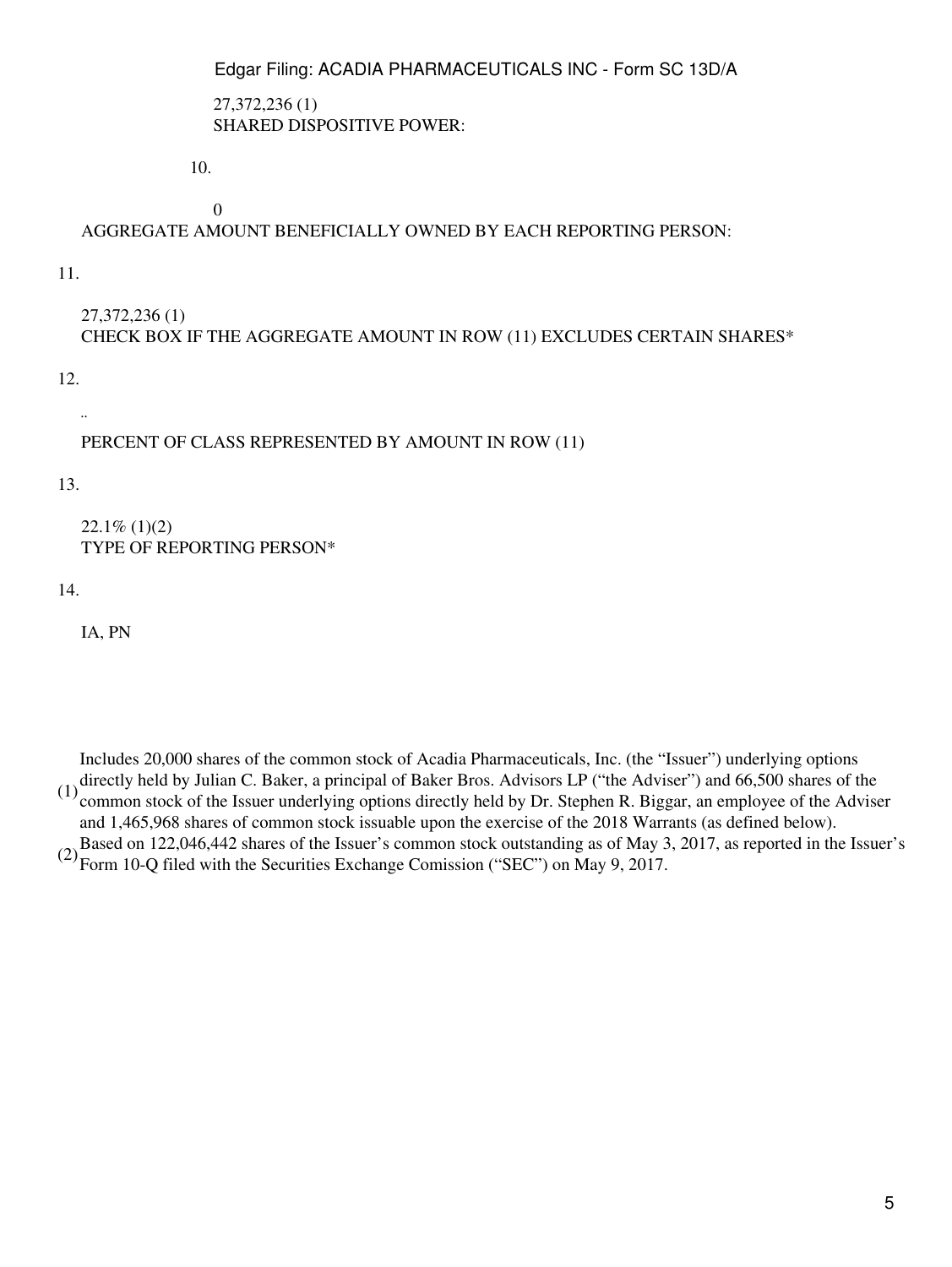| | |
|---|---|
| | 27,372,236 (1) |
| 10. | SHARED DISPOSITIVE POWER: |
| | 0 |
| 11. | AGGREGATE AMOUNT BENEFICIALLY OWNED BY EACH REPORTING PERSON: |
| | 27,372,236 (1) |
| 12. | CHECK BOX IF THE AGGREGATE AMOUNT IN ROW (11) EXCLUDES CERTAIN SHARES* |
| | .. |
| 13. | PERCENT OF CLASS REPRESENTED BY AMOUNT IN ROW (11) |
| | 22.1% (1)(2) |
| 14. | TYPE OF REPORTING PERSON* |
| | IA, PN |

(1) Includes 20,000 shares of the common stock of Acadia Pharmaceuticals, Inc. (the "Issuer") underlying options directly held by Julian C. Baker, a principal of Baker Bros. Advisors LP ("the Adviser") and 66,500 shares of the common stock of the Issuer underlying options directly held by Dr. Stephen R. Biggar, an employee of the Adviser and 1,465,968 shares of common stock issuable upon the exercise of the 2018 Warrants (as defined below).

(2) Based on 122,046,442 shares of the Issuer's common stock outstanding as of May 3, 2017, as reported in the Issuer's Form 10-Q filed with the Securities Exchange Comission ("SEC") on May 9, 2017.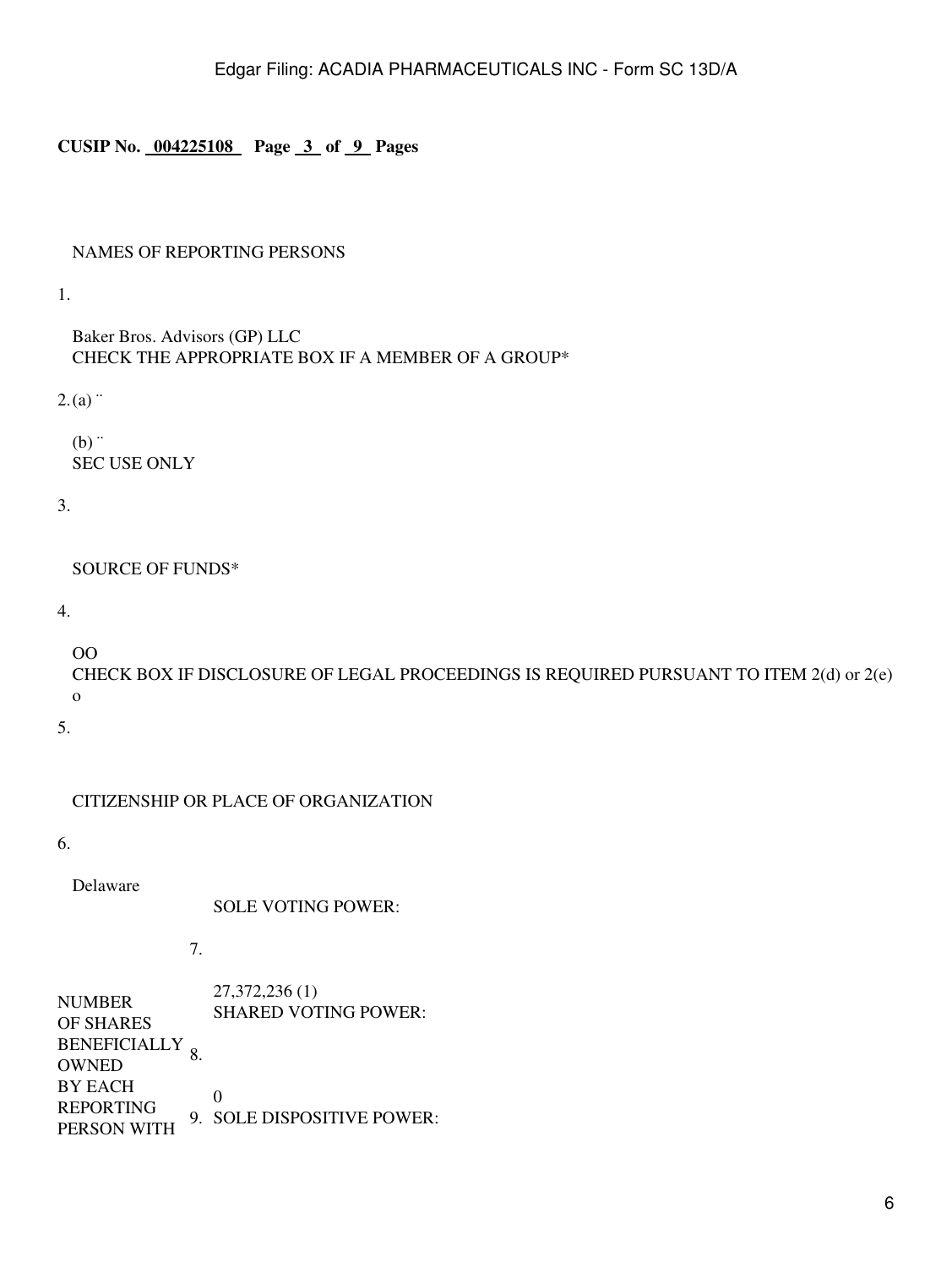**CUSIP No. 004225108 Page 3 of 9 Pages**

| | | |
|---|---|---|
| 1. | NAMES OF REPORTING PERSONS<br><br>Baker Bros. Advisors (GP) LLC | |
| 2. | CHECK THE APPROPRIATE BOX IF A MEMBER OF A GROUP*<br>(a) ¨<br>(b) ¨ | |
| 3. | SEC USE ONLY | |
| 4. | SOURCE OF FUNDS*<br><br>OO | |
| 5. | CHECK BOX IF DISCLOSURE OF LEGAL PROCEEDINGS IS REQUIRED PURSUANT TO ITEM 2(d) or 2(e)<br>o | |
| 6. | CITIZENSHIP OR PLACE OF ORGANIZATION<br><br>Delaware | |
| NUMBER OF SHARES BENEFICIALLY OWNED BY EACH REPORTING PERSON WITH | 7. | SOLE VOTING POWER:<br><br>27,372,236 (1) |
| | 8. | SHARED VOTING POWER:<br><br>0 |
| | 9. | SOLE DISPOSITIVE POWER: |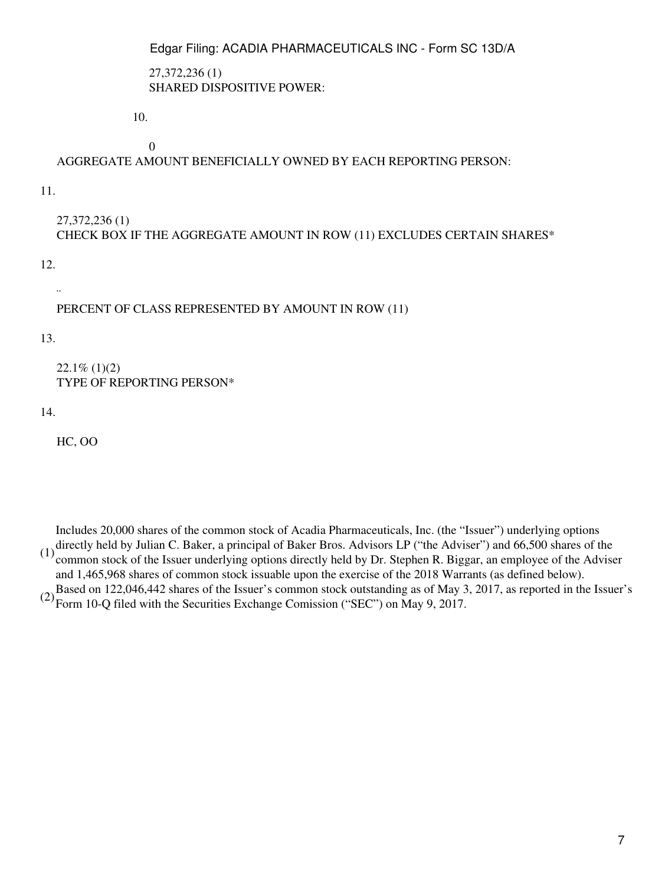27,372,236 (1)

SHARED DISPOSITIVE POWER:

10.

0

AGGREGATE AMOUNT BENEFICIALLY OWNED BY EACH REPORTING PERSON:

11.

27,372,236 (1)

CHECK BOX IF THE AGGREGATE AMOUNT IN ROW (11) EXCLUDES CERTAIN SHARES*

12.

..

PERCENT OF CLASS REPRESENTED BY AMOUNT IN ROW (11)

13.

22.1% (1)(2)

TYPE OF REPORTING PERSON*

14.

HC, OO

(1) Includes 20,000 shares of the common stock of Acadia Pharmaceuticals, Inc. (the "Issuer") underlying options directly held by Julian C. Baker, a principal of Baker Bros. Advisors LP ("the Adviser") and 66,500 shares of the common stock of the Issuer underlying options directly held by Dr. Stephen R. Biggar, an employee of the Adviser and 1,465,968 shares of common stock issuable upon the exercise of the 2018 Warrants (as defined below).

(2) Based on 122,046,442 shares of the Issuer's common stock outstanding as of May 3, 2017, as reported in the Issuer's Form 10-Q filed with the Securities Exchange Comission ("SEC") on May 9, 2017.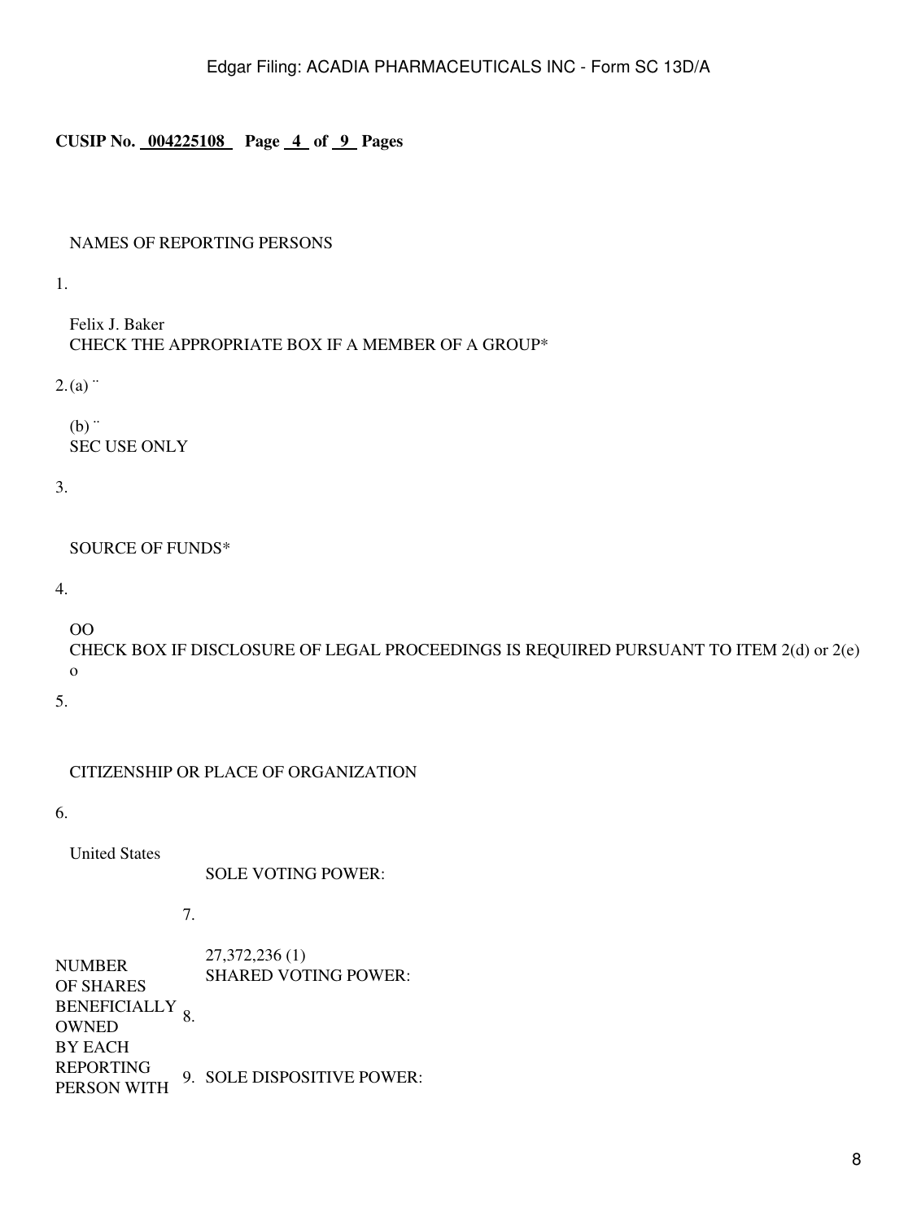**CUSIP No. 004225108 Page 4 of 9 Pages**

| | | |
|---|---|---|
| 1. | NAMES OF REPORTING PERSONS<br><br>Felix J. Baker | |
| 2. | CHECK THE APPROPRIATE BOX IF A MEMBER OF A GROUP*<br>(a) ¨<br>(b) ¨ | |
| 3. | SEC USE ONLY | |
| 4. | SOURCE OF FUNDS*<br><br>OO | |
| 5. | CHECK BOX IF DISCLOSURE OF LEGAL PROCEEDINGS IS REQUIRED PURSUANT TO ITEM 2(d) or 2(e)<br>o | |
| 6. | CITIZENSHIP OR PLACE OF ORGANIZATION<br><br>United States | |

| | | |
|---|---|---|
| NUMBER OF SHARES BENEFICIALLY OWNED BY EACH REPORTING PERSON WITH | 7. | SOLE VOTING POWER:<br><br>27,372,236 (1) |
| | 8. | SHARED VOTING POWER: |
| | 9. | SOLE DISPOSITIVE POWER: |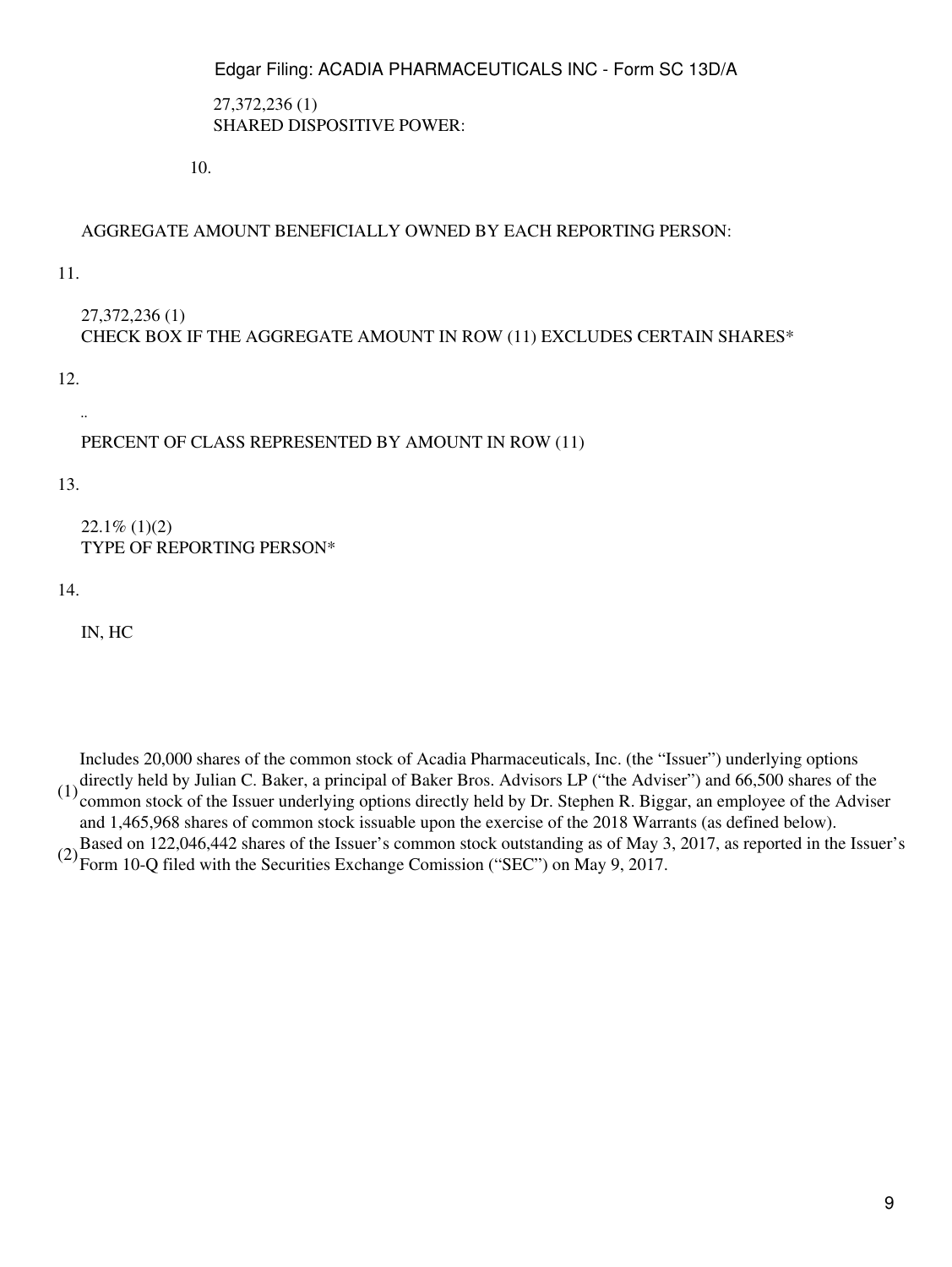27,372,236 (1)
SHARED DISPOSITIVE POWER:

10.

AGGREGATE AMOUNT BENEFICIALLY OWNED BY EACH REPORTING PERSON:

11.

27,372,236 (1)
CHECK BOX IF THE AGGREGATE AMOUNT IN ROW (11) EXCLUDES CERTAIN SHARES*

12.

..

PERCENT OF CLASS REPRESENTED BY AMOUNT IN ROW (11)

13.

22.1% (1)(2)
TYPE OF REPORTING PERSON*

14.

IN, HC

(1) Includes 20,000 shares of the common stock of Acadia Pharmaceuticals, Inc. (the "Issuer") underlying options directly held by Julian C. Baker, a principal of Baker Bros. Advisors LP ("the Adviser") and 66,500 shares of the common stock of the Issuer underlying options directly held by Dr. Stephen R. Biggar, an employee of the Adviser and 1,465,968 shares of common stock issuable upon the exercise of the 2018 Warrants (as defined below).

(2) Based on 122,046,442 shares of the Issuer's common stock outstanding as of May 3, 2017, as reported in the Issuer's Form 10-Q filed with the Securities Exchange Comission ("SEC") on May 9, 2017.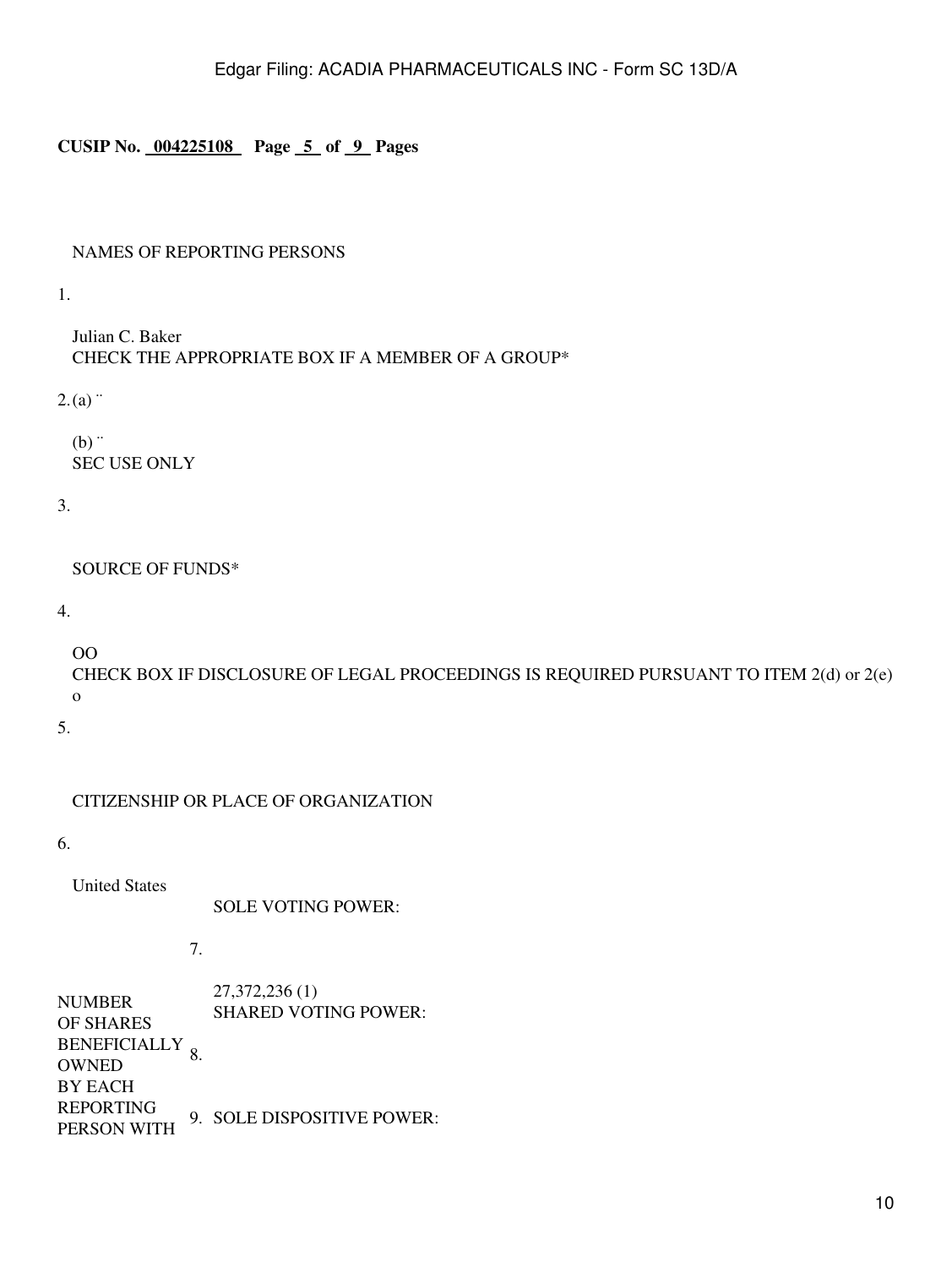**CUSIP No. 004225108 Page 5 of 9 Pages**

| | | |
|---|---|---|
| 1. | NAMES OF REPORTING PERSONS<br><br>Julian C. Baker | |
| 2. | CHECK THE APPROPRIATE BOX IF A MEMBER OF A GROUP*<br>(a) ¨<br>(b) ¨ | |
| 3. | SEC USE ONLY | |
| 4. | SOURCE OF FUNDS*<br><br>OO | |
| 5. | CHECK BOX IF DISCLOSURE OF LEGAL PROCEEDINGS IS REQUIRED PURSUANT TO ITEM 2(d) or 2(e)<br>o | |
| 6. | CITIZENSHIP OR PLACE OF ORGANIZATION<br><br>United States | |

| | | |
|---|---|---|
| NUMBER OF SHARES BENEFICIALLY OWNED BY EACH REPORTING PERSON WITH | 7. | SOLE VOTING POWER:<br><br>27,372,236 (1) |
| | 8. | SHARED VOTING POWER: |
| | 9. | SOLE DISPOSITIVE POWER: |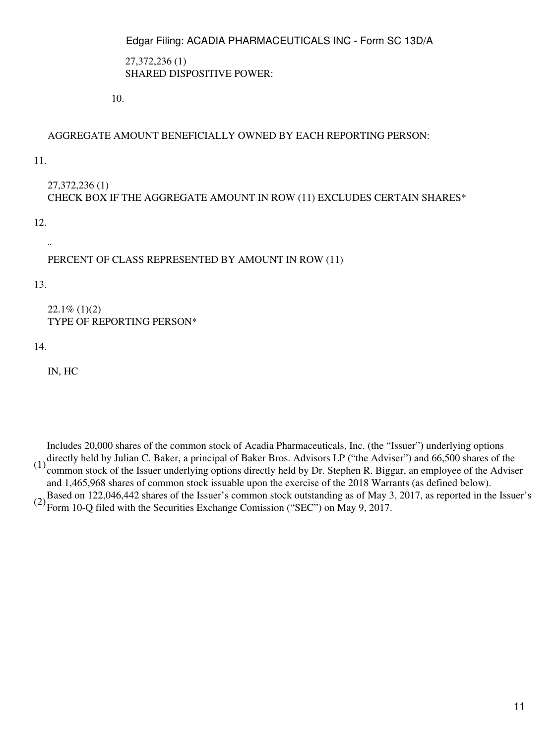27,372,236 (1)
SHARED DISPOSITIVE POWER:

10.

AGGREGATE AMOUNT BENEFICIALLY OWNED BY EACH REPORTING PERSON:

11.

27,372,236 (1)
CHECK BOX IF THE AGGREGATE AMOUNT IN ROW (11) EXCLUDES CERTAIN SHARES*

12.

..

PERCENT OF CLASS REPRESENTED BY AMOUNT IN ROW (11)

13.

22.1% (1)(2)
TYPE OF REPORTING PERSON*

14.

IN, HC

(1) Includes 20,000 shares of the common stock of Acadia Pharmaceuticals, Inc. (the "Issuer") underlying options directly held by Julian C. Baker, a principal of Baker Bros. Advisors LP ("the Adviser") and 66,500 shares of the common stock of the Issuer underlying options directly held by Dr. Stephen R. Biggar, an employee of the Adviser and 1,465,968 shares of common stock issuable upon the exercise of the 2018 Warrants (as defined below).

(2) Based on 122,046,442 shares of the Issuer's common stock outstanding as of May 3, 2017, as reported in the Issuer's Form 10-Q filed with the Securities Exchange Comission ("SEC") on May 9, 2017.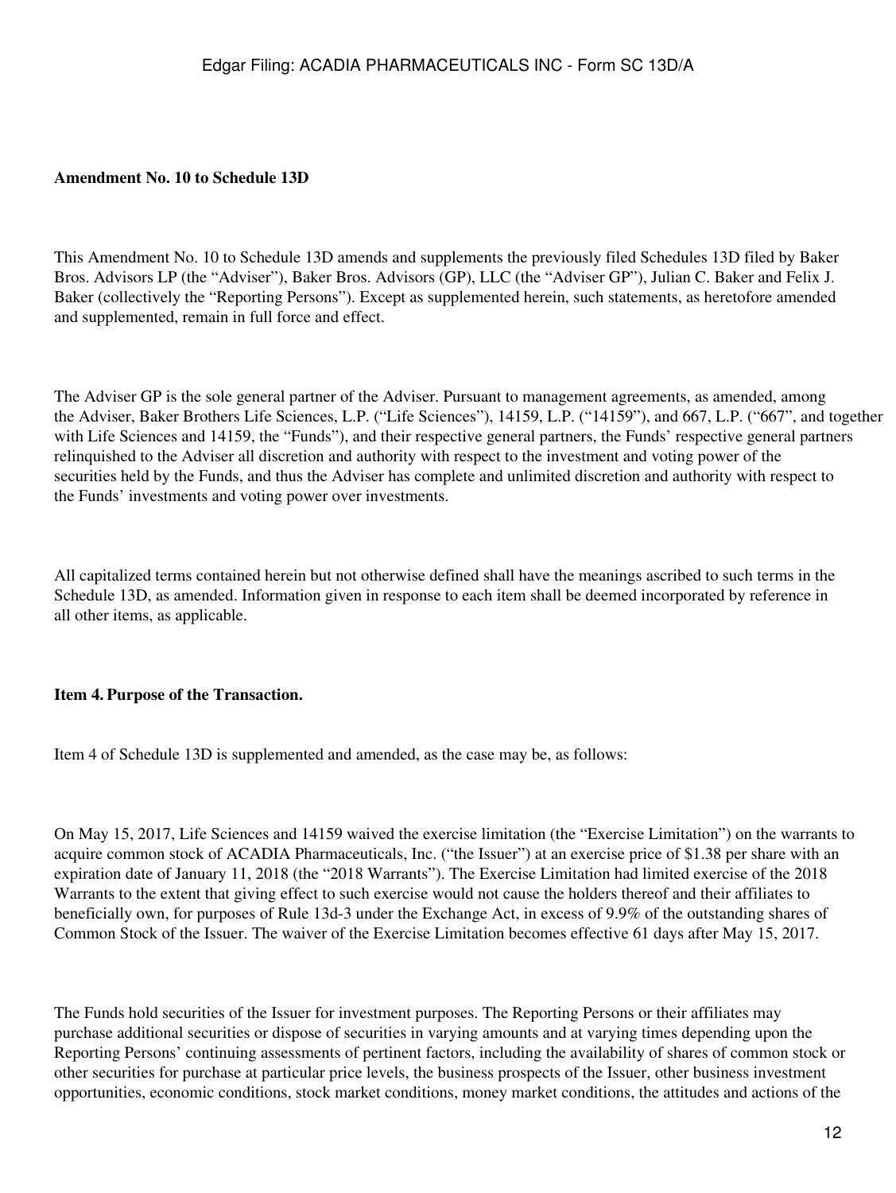**Amendment No. 10 to Schedule 13D**

This Amendment No. 10 to Schedule 13D amends and supplements the previously filed Schedules 13D filed by Baker Bros. Advisors LP (the "Adviser"), Baker Bros. Advisors (GP), LLC (the "Adviser GP"), Julian C. Baker and Felix J. Baker (collectively the "Reporting Persons"). Except as supplemented herein, such statements, as heretofore amended and supplemented, remain in full force and effect.

The Adviser GP is the sole general partner of the Adviser. Pursuant to management agreements, as amended, among the Adviser, Baker Brothers Life Sciences, L.P. ("Life Sciences"), 14159, L.P. ("14159"), and 667, L.P. ("667", and together with Life Sciences and 14159, the "Funds"), and their respective general partners, the Funds' respective general partners relinquished to the Adviser all discretion and authority with respect to the investment and voting power of the securities held by the Funds, and thus the Adviser has complete and unlimited discretion and authority with respect to the Funds' investments and voting power over investments.

All capitalized terms contained herein but not otherwise defined shall have the meanings ascribed to such terms in the Schedule 13D, as amended. Information given in response to each item shall be deemed incorporated by reference in all other items, as applicable.

**Item 4. Purpose of the Transaction.**

Item 4 of Schedule 13D is supplemented and amended, as the case may be, as follows:

On May 15, 2017, Life Sciences and 14159 waived the exercise limitation (the "Exercise Limitation") on the warrants to acquire common stock of ACADIA Pharmaceuticals, Inc. ("the Issuer") at an exercise price of $1.38 per share with an expiration date of January 11, 2018 (the "2018 Warrants"). The Exercise Limitation had limited exercise of the 2018 Warrants to the extent that giving effect to such exercise would not cause the holders thereof and their affiliates to beneficially own, for purposes of Rule 13d-3 under the Exchange Act, in excess of 9.9% of the outstanding shares of Common Stock of the Issuer. The waiver of the Exercise Limitation becomes effective 61 days after May 15, 2017.

The Funds hold securities of the Issuer for investment purposes. The Reporting Persons or their affiliates may purchase additional securities or dispose of securities in varying amounts and at varying times depending upon the Reporting Persons' continuing assessments of pertinent factors, including the availability of shares of common stock or other securities for purchase at particular price levels, the business prospects of the Issuer, other business investment opportunities, economic conditions, stock market conditions, money market conditions, the attitudes and actions of the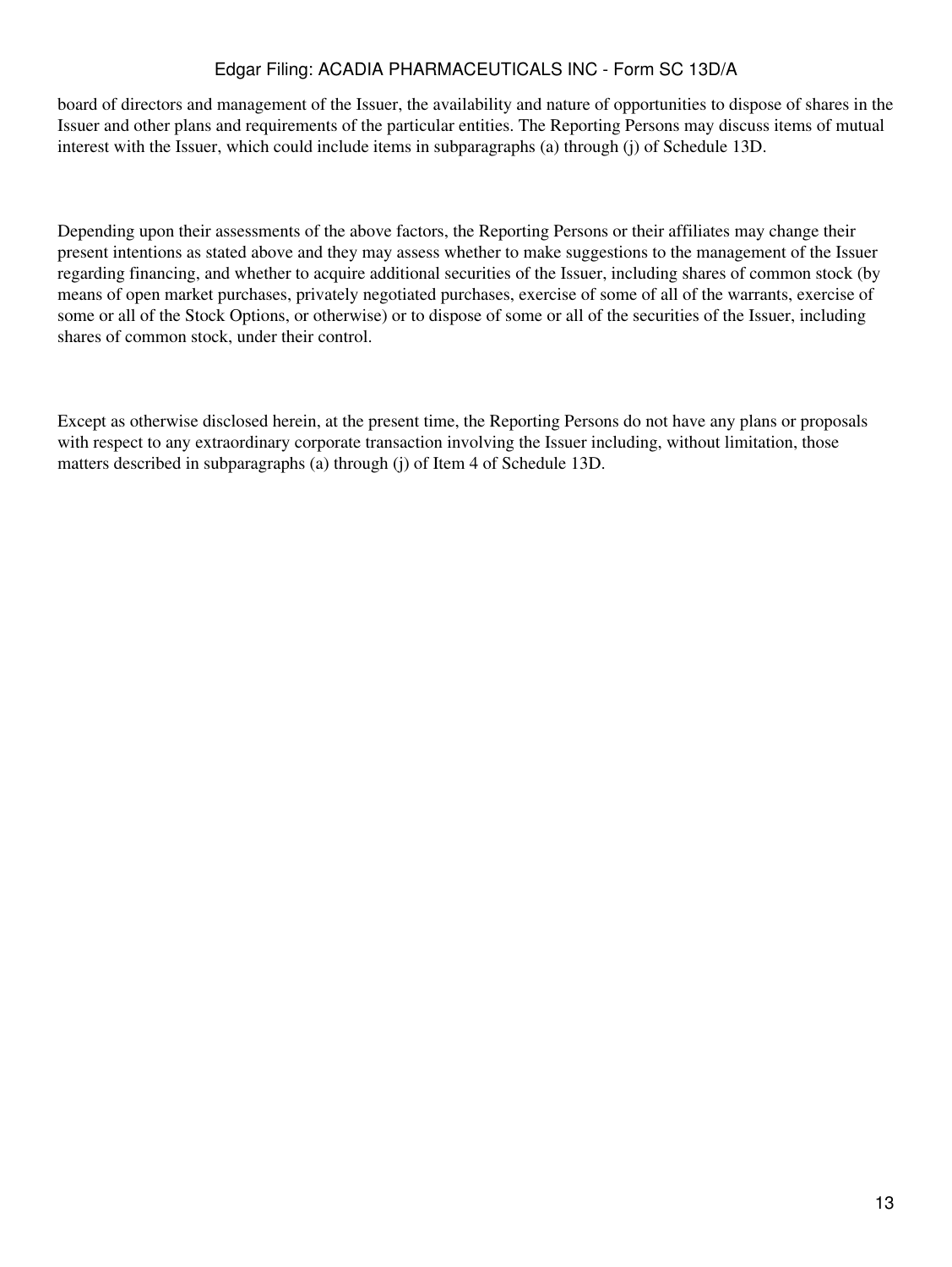board of directors and management of the Issuer, the availability and nature of opportunities to dispose of shares in the Issuer and other plans and requirements of the particular entities. The Reporting Persons may discuss items of mutual interest with the Issuer, which could include items in subparagraphs (a) through (j) of Schedule 13D.

Depending upon their assessments of the above factors, the Reporting Persons or their affiliates may change their present intentions as stated above and they may assess whether to make suggestions to the management of the Issuer regarding financing, and whether to acquire additional securities of the Issuer, including shares of common stock (by means of open market purchases, privately negotiated purchases, exercise of some of all of the warrants, exercise of some or all of the Stock Options, or otherwise) or to dispose of some or all of the securities of the Issuer, including shares of common stock, under their control.

Except as otherwise disclosed herein, at the present time, the Reporting Persons do not have any plans or proposals with respect to any extraordinary corporate transaction involving the Issuer including, without limitation, those matters described in subparagraphs (a) through (j) of Item 4 of Schedule 13D.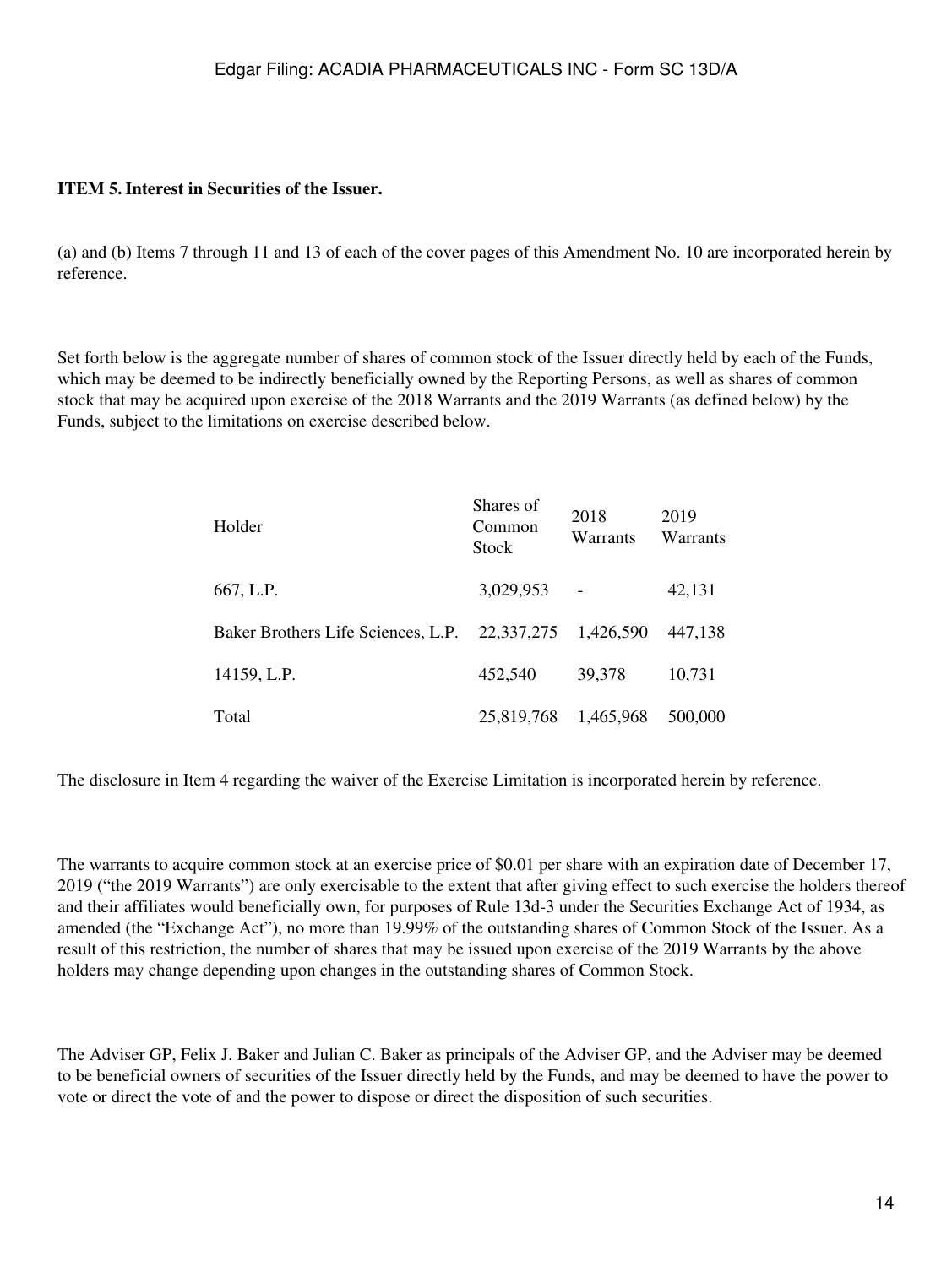**ITEM 5. Interest in Securities of the Issuer.**

(a) and (b) Items 7 through 11 and 13 of each of the cover pages of this Amendment No. 10 are incorporated herein by reference.

Set forth below is the aggregate number of shares of common stock of the Issuer directly held by each of the Funds, which may be deemed to be indirectly beneficially owned by the Reporting Persons, as well as shares of common stock that may be acquired upon exercise of the 2018 Warrants and the 2019 Warrants (as defined below) by the Funds, subject to the limitations on exercise described below.

| Holder | Shares of Common Stock | 2018 Warrants | 2019 Warrants |
| --- | --- | --- | --- |
| 667, L.P. | 3,029,953 | - | 42,131 |
| Baker Brothers Life Sciences, L.P. | 22,337,275 | 1,426,590 | 447,138 |
| 14159, L.P. | 452,540 | 39,378 | 10,731 |
| Total | 25,819,768 | 1,465,968 | 500,000 |

The disclosure in Item 4 regarding the waiver of the Exercise Limitation is incorporated herein by reference.

The warrants to acquire common stock at an exercise price of $0.01 per share with an expiration date of December 17, 2019 ("the 2019 Warrants") are only exercisable to the extent that after giving effect to such exercise the holders thereof and their affiliates would beneficially own, for purposes of Rule 13d-3 under the Securities Exchange Act of 1934, as amended (the "Exchange Act"), no more than 19.99% of the outstanding shares of Common Stock of the Issuer. As a result of this restriction, the number of shares that may be issued upon exercise of the 2019 Warrants by the above holders may change depending upon changes in the outstanding shares of Common Stock.

The Adviser GP, Felix J. Baker and Julian C. Baker as principals of the Adviser GP, and the Adviser may be deemed to be beneficial owners of securities of the Issuer directly held by the Funds, and may be deemed to have the power to vote or direct the vote of and the power to dispose or direct the disposition of such securities.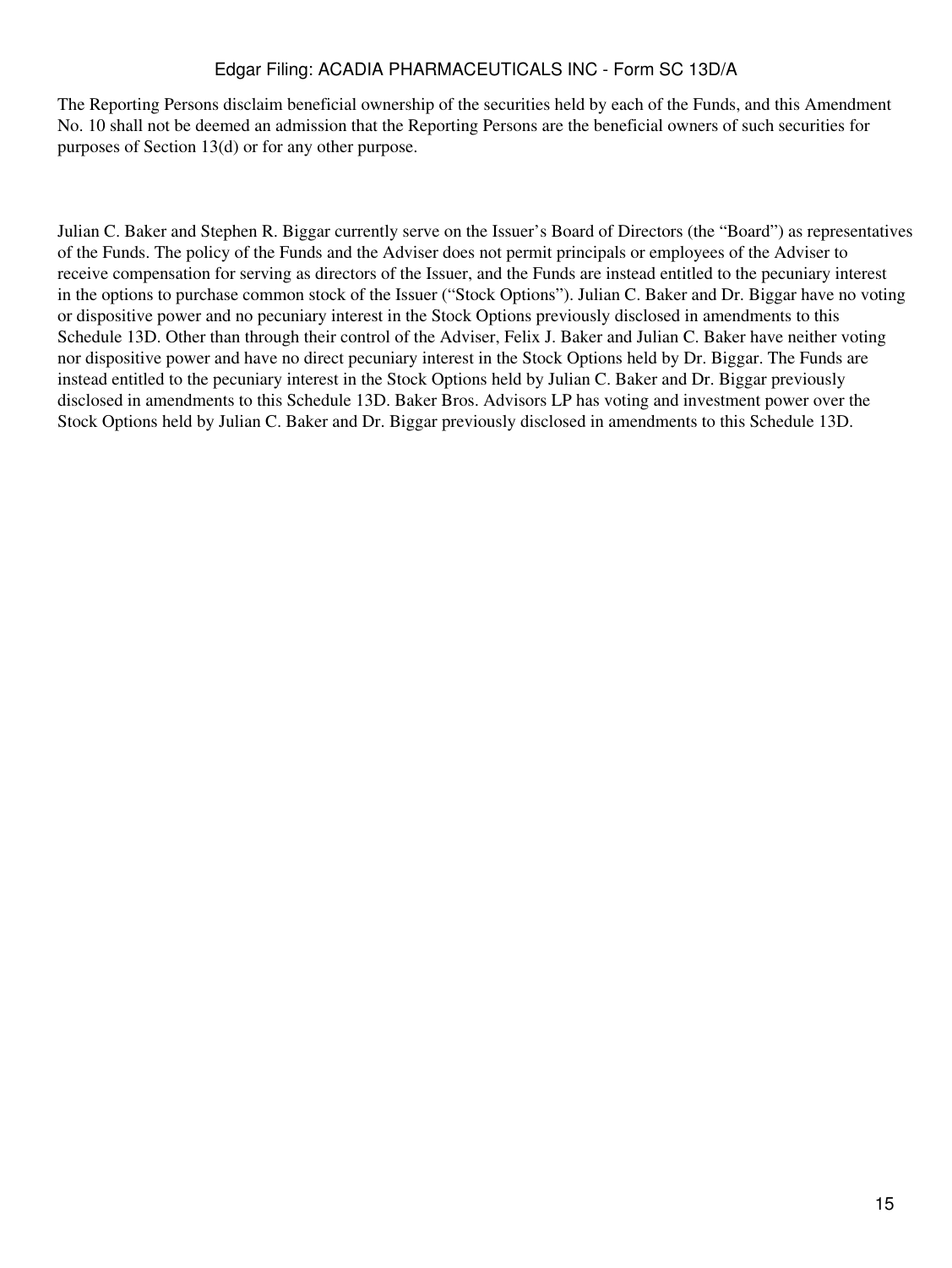The Reporting Persons disclaim beneficial ownership of the securities held by each of the Funds, and this Amendment No. 10 shall not be deemed an admission that the Reporting Persons are the beneficial owners of such securities for purposes of Section 13(d) or for any other purpose.

Julian C. Baker and Stephen R. Biggar currently serve on the Issuer's Board of Directors (the "Board") as representatives of the Funds. The policy of the Funds and the Adviser does not permit principals or employees of the Adviser to receive compensation for serving as directors of the Issuer, and the Funds are instead entitled to the pecuniary interest in the options to purchase common stock of the Issuer ("Stock Options"). Julian C. Baker and Dr. Biggar have no voting or dispositive power and no pecuniary interest in the Stock Options previously disclosed in amendments to this Schedule 13D. Other than through their control of the Adviser, Felix J. Baker and Julian C. Baker have neither voting nor dispositive power and have no direct pecuniary interest in the Stock Options held by Dr. Biggar. The Funds are instead entitled to the pecuniary interest in the Stock Options held by Julian C. Baker and Dr. Biggar previously disclosed in amendments to this Schedule 13D. Baker Bros. Advisors LP has voting and investment power over the Stock Options held by Julian C. Baker and Dr. Biggar previously disclosed in amendments to this Schedule 13D.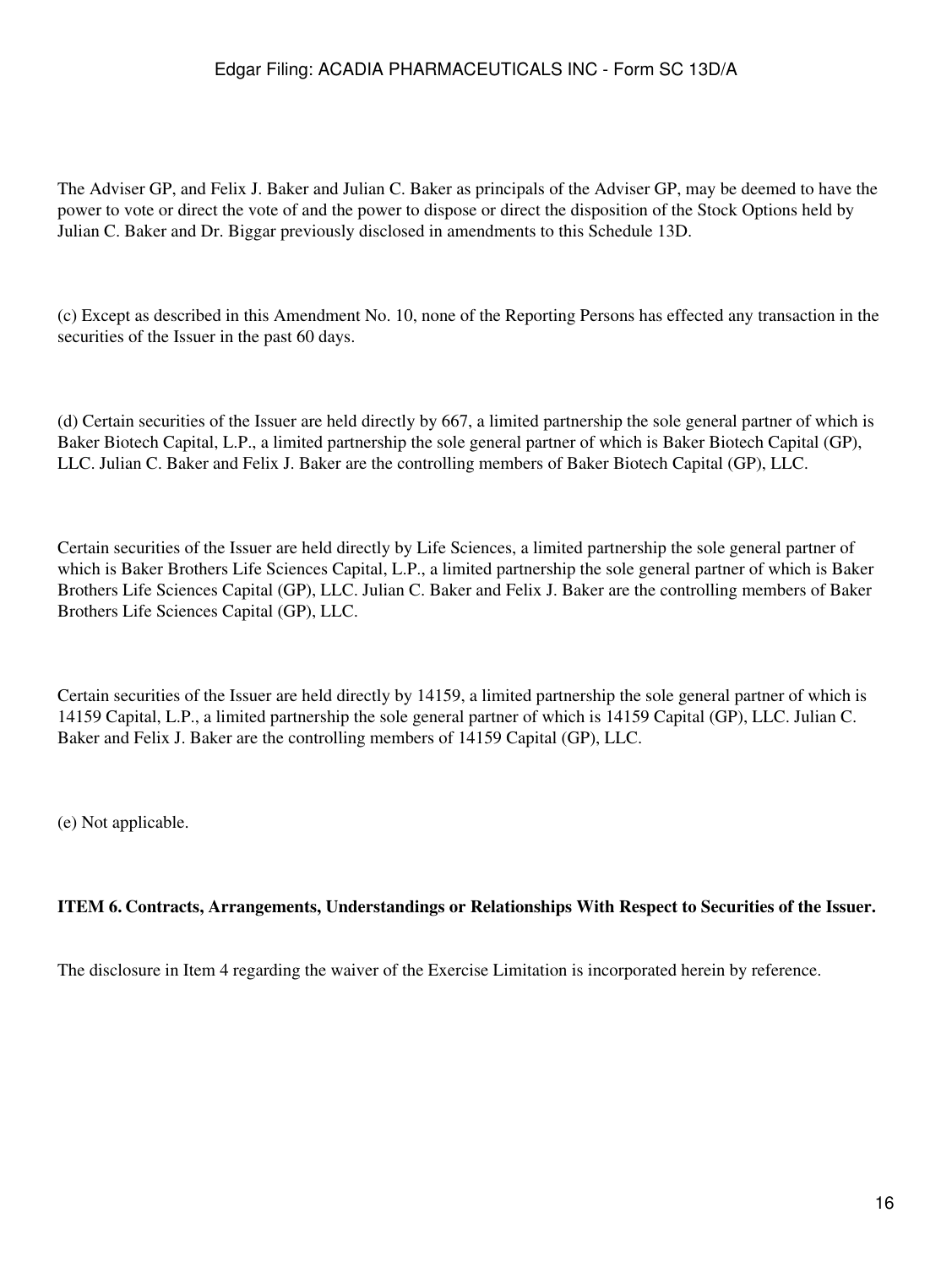The Adviser GP, and Felix J. Baker and Julian C. Baker as principals of the Adviser GP, may be deemed to have the power to vote or direct the vote of and the power to dispose or direct the disposition of the Stock Options held by Julian C. Baker and Dr. Biggar previously disclosed in amendments to this Schedule 13D.

(c) Except as described in this Amendment No. 10, none of the Reporting Persons has effected any transaction in the securities of the Issuer in the past 60 days.

(d) Certain securities of the Issuer are held directly by 667, a limited partnership the sole general partner of which is Baker Biotech Capital, L.P., a limited partnership the sole general partner of which is Baker Biotech Capital (GP), LLC. Julian C. Baker and Felix J. Baker are the controlling members of Baker Biotech Capital (GP), LLC.

Certain securities of the Issuer are held directly by Life Sciences, a limited partnership the sole general partner of which is Baker Brothers Life Sciences Capital, L.P., a limited partnership the sole general partner of which is Baker Brothers Life Sciences Capital (GP), LLC. Julian C. Baker and Felix J. Baker are the controlling members of Baker Brothers Life Sciences Capital (GP), LLC.

Certain securities of the Issuer are held directly by 14159, a limited partnership the sole general partner of which is 14159 Capital, L.P., a limited partnership the sole general partner of which is 14159 Capital (GP), LLC. Julian C. Baker and Felix J. Baker are the controlling members of 14159 Capital (GP), LLC.

(e) Not applicable.

**ITEM 6. Contracts, Arrangements, Understandings or Relationships With Respect to Securities of the Issuer.**

The disclosure in Item 4 regarding the waiver of the Exercise Limitation is incorporated herein by reference.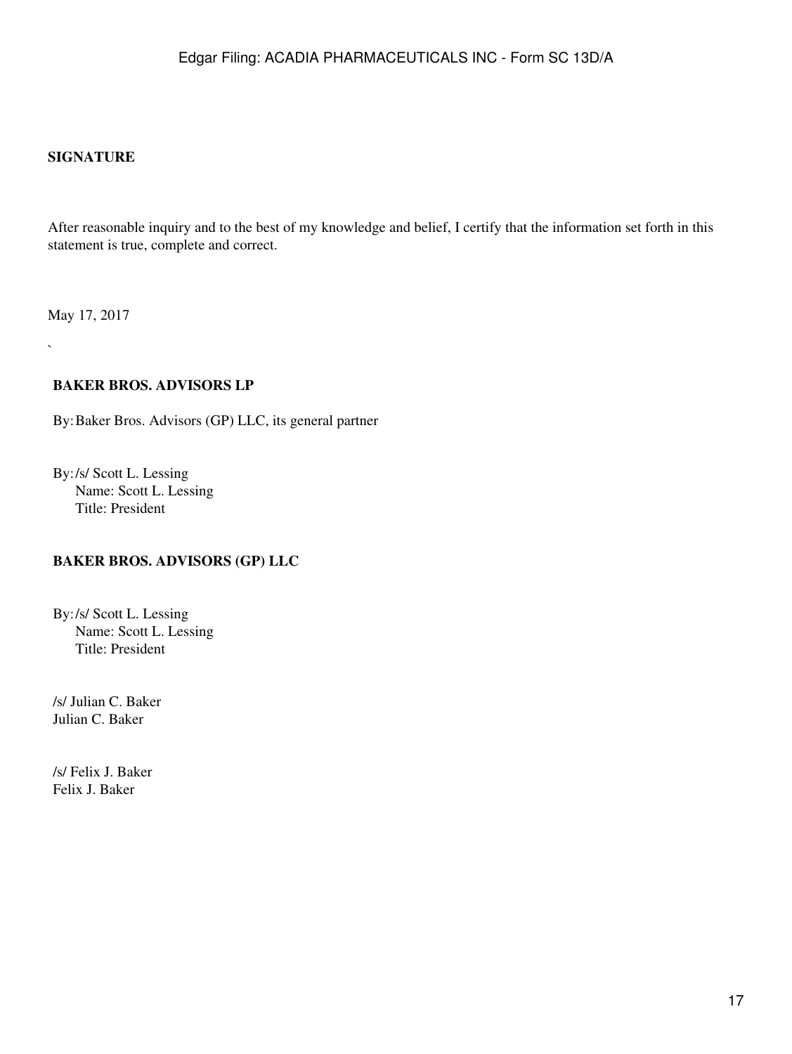**SIGNATURE**

After reasonable inquiry and to the best of my knowledge and belief, I certify that the information set forth in this statement is true, complete and correct.

May 17, 2017

`

**BAKER BROS. ADVISORS LP**

By: Baker Bros. Advisors (GP) LLC, its general partner

By: /s/ Scott L. Lessing
Name: Scott L. Lessing
Title: President

**BAKER BROS. ADVISORS (GP) LLC**

By: /s/ Scott L. Lessing
Name: Scott L. Lessing
Title: President

/s/ Julian C. Baker
Julian C. Baker

/s/ Felix J. Baker
Felix J. Baker